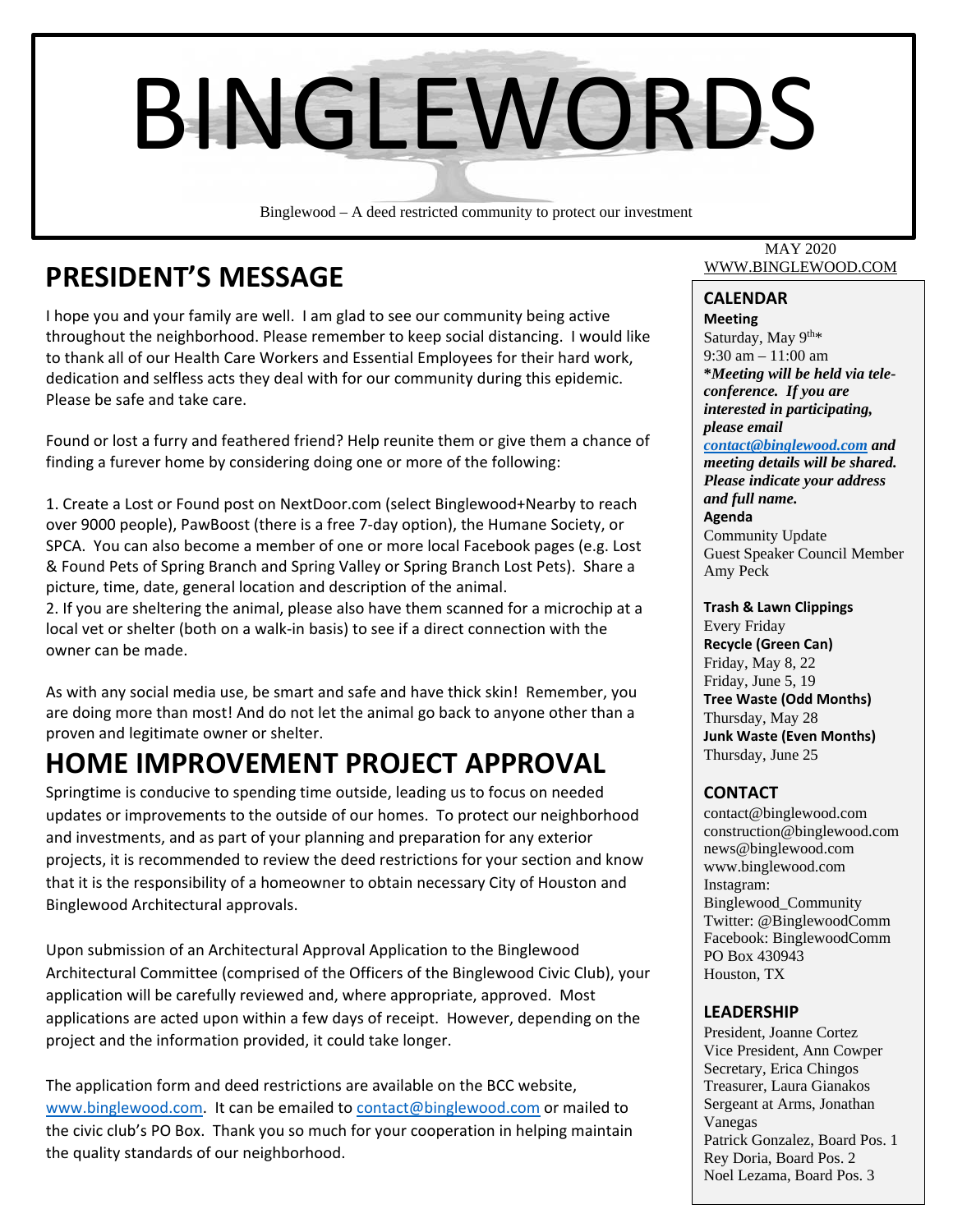# BINGLEWORDS

Binglewood – A deed restricted community to protect our investment

MAY 2020
WWW.BINGLEWOOD.COM

## PRESIDENT'S MESSAGE

I hope you and your family are well. I am glad to see our community being active throughout the neighborhood. Please remember to keep social distancing. I would like to thank all of our Health Care Workers and Essential Employees for their hard work, dedication and selfless acts they deal with for our community during this epidemic. Please be safe and take care.

Found or lost a furry and feathered friend? Help reunite them or give them a chance of finding a furever home by considering doing one or more of the following:

1. Create a Lost or Found post on NextDoor.com (select Binglewood+Nearby to reach over 9000 people), PawBoost (there is a free 7-day option), the Humane Society, or SPCA. You can also become a member of one or more local Facebook pages (e.g. Lost & Found Pets of Spring Branch and Spring Valley or Spring Branch Lost Pets). Share a picture, time, date, general location and description of the animal.
2. If you are sheltering the animal, please also have them scanned for a microchip at a local vet or shelter (both on a walk-in basis) to see if a direct connection with the owner can be made.

As with any social media use, be smart and safe and have thick skin! Remember, you are doing more than most! And do not let the animal go back to anyone other than a proven and legitimate owner or shelter.

## HOME IMPROVEMENT PROJECT APPROVAL

Springtime is conducive to spending time outside, leading us to focus on needed updates or improvements to the outside of our homes. To protect our neighborhood and investments, and as part of your planning and preparation for any exterior projects, it is recommended to review the deed restrictions for your section and know that it is the responsibility of a homeowner to obtain necessary City of Houston and Binglewood Architectural approvals.

Upon submission of an Architectural Approval Application to the Binglewood Architectural Committee (comprised of the Officers of the Binglewood Civic Club), your application will be carefully reviewed and, where appropriate, approved. Most applications are acted upon within a few days of receipt. However, depending on the project and the information provided, it could take longer.

The application form and deed restrictions are available on the BCC website, www.binglewood.com. It can be emailed to contact@binglewood.com or mailed to the civic club's PO Box. Thank you so much for your cooperation in helping maintain the quality standards of our neighborhood.

### CALENDAR

**Meeting**
Saturday, May 9th*
9:30 am – 11:00 am
***Meeting will be held via tele-conference. If you are interested in participating, please email contact@binglewood.com and meeting details will be shared. Please indicate your address and full name.***

**Agenda**
Community Update
Guest Speaker Council Member Amy Peck

**Trash & Lawn Clippings**
Every Friday

**Recycle (Green Can)**
Friday, May 8, 22
Friday, June 5, 19

**Tree Waste (Odd Months)**
Thursday, May 28

**Junk Waste (Even Months)**
Thursday, June 25

### CONTACT

contact@binglewood.com
construction@binglewood.com
news@binglewood.com
www.binglewood.com
Instagram: Binglewood_Community
Twitter: @BinglewoodComm
Facebook: BinglewoodComm
PO Box 430943
Houston, TX

### LEADERSHIP

President, Joanne Cortez
Vice President, Ann Cowper
Secretary, Erica Chingos
Treasurer, Laura Gianakos
Sergeant at Arms, Jonathan Vanegas
Patrick Gonzalez, Board Pos. 1
Rey Doria, Board Pos. 2
Noel Lezama, Board Pos. 3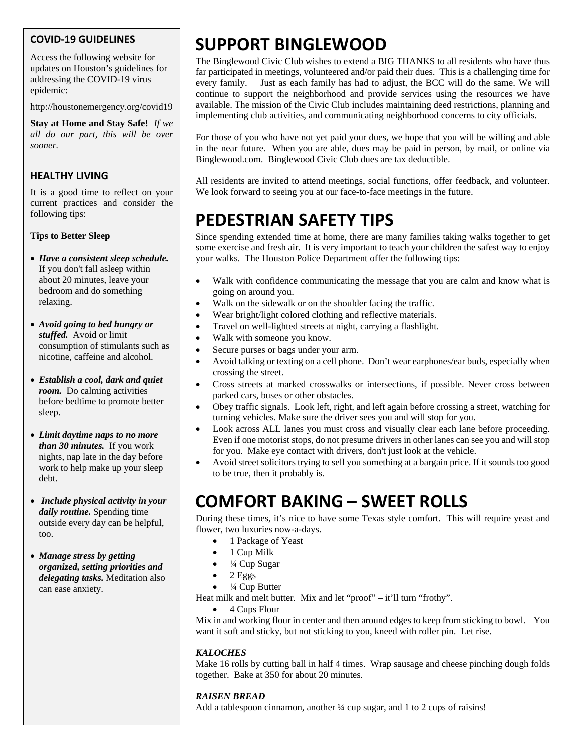## COVID-19 GUIDELINES

Access the following website for updates on Houston's guidelines for addressing the COVID-19 virus epidemic:

http://houstonemergency.org/covid19

**Stay at Home and Stay Safe!** *If we all do our part, this will be over sooner.*

## HEALTHY LIVING

It is a good time to reflect on your current practices and consider the following tips:

**Tips to Better Sleep**

- ***Have a consistent sleep schedule.*** If you don't fall asleep within about 20 minutes, leave your bedroom and do something relaxing.
- ***Avoid going to bed hungry or stuffed.*** Avoid or limit consumption of stimulants such as nicotine, caffeine and alcohol.
- ***Establish a cool, dark and quiet room.*** Do calming activities before bedtime to promote better sleep.
- ***Limit daytime naps to no more than 30 minutes.*** If you work nights, nap late in the day before work to help make up your sleep debt.
- ***Include physical activity in your daily routine.*** Spending time outside every day can be helpful, too.
- ***Manage stress by getting organized, setting priorities and delegating tasks.*** Meditation also can ease anxiety.

# SUPPORT BINGLEWOOD

The Binglewood Civic Club wishes to extend a BIG THANKS to all residents who have thus far participated in meetings, volunteered and/or paid their dues. This is a challenging time for every family. Just as each family has had to adjust, the BCC will do the same. We will continue to support the neighborhood and provide services using the resources we have available. The mission of the Civic Club includes maintaining deed restrictions, planning and implementing club activities, and communicating neighborhood concerns to city officials.

For those of you who have not yet paid your dues, we hope that you will be willing and able in the near future. When you are able, dues may be paid in person, by mail, or online via Binglewood.com. Binglewood Civic Club dues are tax deductible.

All residents are invited to attend meetings, social functions, offer feedback, and volunteer. We look forward to seeing you at our face-to-face meetings in the future.

# PEDESTRIAN SAFETY TIPS

Since spending extended time at home, there are many families taking walks together to get some exercise and fresh air. It is very important to teach your children the safest way to enjoy your walks. The Houston Police Department offer the following tips:

- Walk with confidence communicating the message that you are calm and know what is going on around you.
- Walk on the sidewalk or on the shoulder facing the traffic.
- Wear bright/light colored clothing and reflective materials.
- Travel on well-lighted streets at night, carrying a flashlight.
- Walk with someone you know.
- Secure purses or bags under your arm.
- Avoid talking or texting on a cell phone. Don't wear earphones/ear buds, especially when crossing the street.
- Cross streets at marked crosswalks or intersections, if possible. Never cross between parked cars, buses or other obstacles.
- Obey traffic signals. Look left, right, and left again before crossing a street, watching for turning vehicles. Make sure the driver sees you and will stop for you.
- Look across ALL lanes you must cross and visually clear each lane before proceeding. Even if one motorist stops, do not presume drivers in other lanes can see you and will stop for you. Make eye contact with drivers, don't just look at the vehicle.
- Avoid street solicitors trying to sell you something at a bargain price. If it sounds too good to be true, then it probably is.

# COMFORT BAKING – SWEET ROLLS

During these times, it's nice to have some Texas style comfort. This will require yeast and flower, two luxuries now-a-days.

- 1 Package of Yeast
- 1 Cup Milk
- ¼ Cup Sugar
- 2 Eggs
- ¼ Cup Butter

Heat milk and melt butter. Mix and let "proof" – it'll turn "frothy".

- 4 Cups Flour

Mix in and working flour in center and then around edges to keep from sticking to bowl. You want it soft and sticky, but not sticking to you, kneed with roller pin. Let rise.

***KALOCHES***

Make 16 rolls by cutting ball in half 4 times. Wrap sausage and cheese pinching dough folds together. Bake at 350 for about 20 minutes.

***RAISEN BREAD***

Add a tablespoon cinnamon, another ¼ cup sugar, and 1 to 2 cups of raisins!